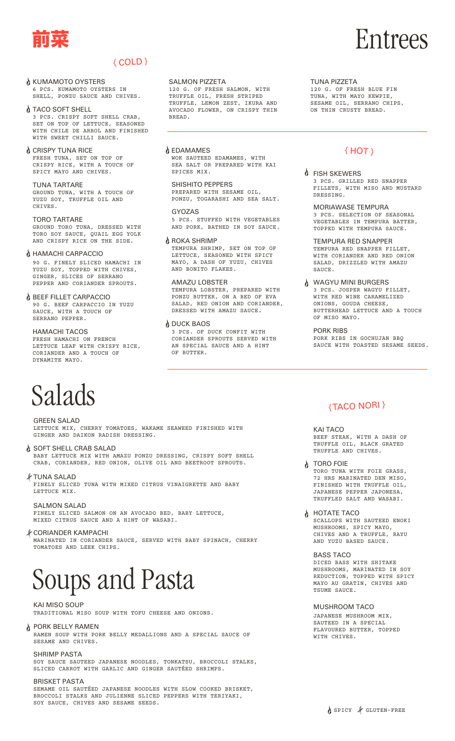# 前菜

# Entrees

## { COLD }

**KUMAMOTO OYSTERS** (spicy)
6 PCS. KUMAMOTO OYSTERS IN SHELL, PONZU SAUCE AND CHIVES.

**TACO SOFT SHELL** (spicy)
3 PCS. CRISPY SOFT SHELL CRAB, SET ON TOP OF LETTUCE, SEASONED WITH CHILE DE ARBOL AND FINISHED WITH SWEET CHILLI SAUCE.

**CRISPY TUNA RICE** (spicy)
FRESH TUNA, SET ON TOP OF CRISPY RICE, WITH A TOUCH OF SPICY MAYO AND CHIVES.

**TUNA TARTARE**
GROUND TUNA, WITH A TOUCH OF YUZU SOY, TRUFFLE OIL AND CHIVES.

**TORO TARTARE**
GROUND TORO TUNA, DRESSED WITH TORO SOY SAUCE, QUAIL EGG YOLK AND CRISPY RICE ON THE SIDE.

**HAMACHI CARPACCIO** (spicy)
90 G. FINELY SLICED HAMACHI IN YUZU SOY, TOPPED WITH CHIVES, GINGER, SLICES OF SERRANO PEPPER AND CORIANDER SPROUTS.

**BEEF FILLET CARPACCIO** (spicy)
90 G. BEEF CARPACCIO IN YUZU SAUCE, WITH A TOUCH OF SERRANO PEPPER.

**HAMACHI TACOS**
FRESH HAMACHI ON FRENCH LETTUCE LEAF WITH CRISPY RICE, CORIANDER AND A TOUCH OF DYNAMITE MAYO.

**SALMON PIZZETA**
120 G. OF FRESH SALMON, WITH TRUFFLE OIL, FRESH STRIPED TRUFFLE, LEMON ZEST, IKURA AND AVOCADO FLOWER, ON CRISPY THIN BREAD.

**TUNA PIZZETA**
120 G. OF FRESH BLUE FIN TUNA, WITH MAYO KEWPIE, SESAME OIL, SERRANO CHIPS, ON THIN CRUSTY BREAD.

**EDAMAMES** (spicy)
WOK SAUTEED EDAMAMES, WITH SEA SALT OR PREPARED WITH KAI SPICES MIX.

**SHISHITO PEPPERS**
PREPARED WITH SESAME OIL, PONZU, TOGARASHI AND SEA SALT.

**GYOZAS**
5 PCS. STUFFED WITH VEGETABLES AND PORK, BATHED IN SOY SAUCE.

**ROKA SHRIMP** (spicy)
TEMPURA SHRIMP, SET ON TOP OF LETTUCE, SEASONED WITH SPICY MAYO, A DASH OF YUZU, CHIVES AND BONITO FLAKES.

**AMAZU LOBSTER**
TEMPURA LOBSTER, PREPARED WITH PONZU BUTTER, ON A BED OF EVA SALAD, RED ONION AND CORIANDER, DRESSED WITH AMAZU SAUCE.

**DUCK BAOS** (spicy)
3 PCS. OF DUCK CONFIT WITH CORIANDER SPROUTS SERVED WITH AN SPECIAL SAUCE AND A HINT OF BUTTER.

## { HOT }

**FISH SKEWERS** (spicy)
3 PCS. GRILLED RED SNAPPER FILLETS, WITH MISO AND MUSTARD DRESSING.

**MORIAWASE TEMPURA**
3 PCS. SELECTION OF SEASONAL VEGETABLES IN TEMPURA BATTER, TOPPED WITH TEMPURA SAUCE.

**TEMPURA RED SNAPPER**
TEMPURA RED SNAPPER FILLET, WITH CORIANDER AND RED ONION SALAD, DRIZZLED WITH AMAZU SAUCE.

**WAGYU MINI BURGERS** (spicy)
3 PCS. JOSPER WAGYU FILLET, WITH RED WINE CARAMELIZED ONIONS, GOUDA CHEESE, BUTTERHEAD LETTUCE AND A TOUCH OF MISO MAYO.

**PORK RIBS**
PORK RIBS IN GOCHUJAN BBQ SAUCE WITH TOASTED SESAME SEEDS.

# Salads

**GREEN SALAD**
LETTUCE MIX, CHERRY TOMATOES, WAKAME SEAWEED FINISHED WITH GINGER AND DAIKON RADISH DRESSING.

**SOFT SHELL CRAB SALAD** (spicy)
BABY LETTUCE MIX WITH AMAZU PONZU DRESSING, CRISPY SOFT SHELL CRAB, CORIANDER, RED ONION, OLIVE OIL AND BEETROOT SPROUTS.

**TUNA SALAD** (gluten-free)
FINELY SLICED TUNA WITH MIXED CITRUS VINAIGRETTE AND BABY LETTUCE MIX.

**SALMON SALAD**
FINELY SLICED SALMON ON AN AVOCADO BED, BABY LETTUCE, MIXED CITRUS SAUCE AND A HINT OF WASABI.

**CORIANDER KAMPACHI** (gluten-free)
MARINATED IN CORIANDER SAUCE, SERVED WITH BABY SPINACH, CHERRY TOMATOES AND LEEK CHIPS.

# Soups and Pasta

**KAI MISO SOUP**
TRADITIONAL MISO SOUP WITH TOFU CHEESE AND ONIONS.

**PORK BELLY RAMEN** (spicy)
RAMEN SOUP WITH PORK BELLY MEDALLIONS AND A SPECIAL SAUCE OF SESAME AND CHIVES.

**SHRIMP PASTA**
SOY SAUCE SAUTEED JAPANESE NOODLES, TONKATSU, BROCCOLI STALKS, SLICED CARROT WITH GARLIC AND GINGER SAUTÉED SHRIMPS.

**BRISKET PASTA**
SEMAME OIL SAUTÉED JAPANESE NOODLES WITH SLOW COOKED BRISKET, BROCCOLI STALKS AND JULIENNE SLICED PEPPERS WITH TERIYAKI, SOY SAUCE, CHIVES AND SESAME SEEDS.

## {TACO NORI }

**KAI TACO**
BEEF STEAK, WITH A DASH OF TRUFFLE OIL, BLACK GRATED TRUFFLE AND CHIVES.

**TORO FOIE** (spicy)
TORO TUNA WITH FOIE GRASS, 72 HRS MARINATED DEN MISO, FINISHED WITH TRUFFLE OIL, JAPANESE PEPPER JAPONESA, TRUFFLED SALT AND WASABI.

**HOTATE TACO** (spicy)
SCALLOPS WITH SAUTEED ENOKI MUSHROOMS, SPICY MAYO, CHIVES AND A TRUFFLE, RAYU AND YUZU BASED SAUCE.

**BASS TACO**
DICED BASS WITH SHITAKE MUSHROOMS, MARINATED IN SOY REDUCTION, TOPPED WITH SPICY MAYO AU GRATIN, CHIVES AND TSUME SAUCE.

**MUSHROOM TACO**
JAPANESE MUSHROOM MIX, SAUTEED IN A SPECIAL FLAVOURED BUTTER, TOPPED WITH CHIVES.

SPICY · GLUTEN-FREE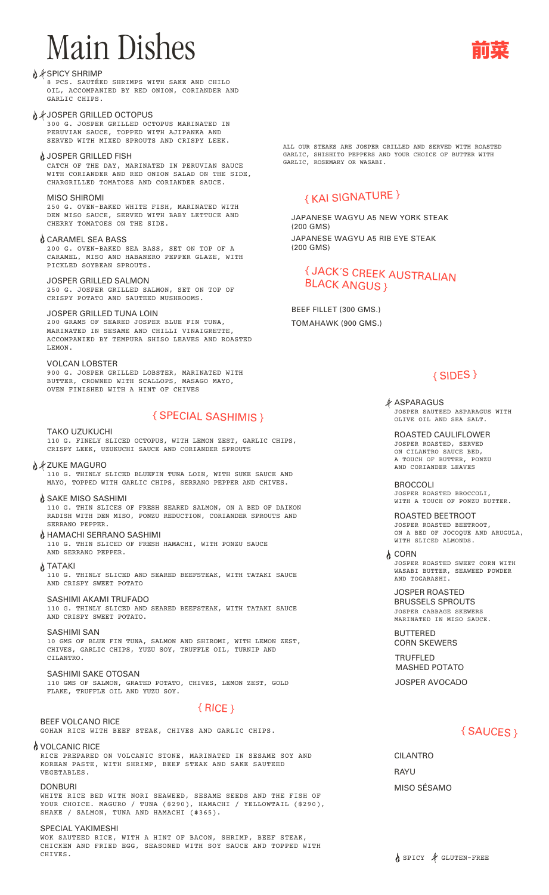# Main Dishes

# 前菜

### 🌶 ✓ SPICY SHRIMP
8 PCS. SAUTÉED SHRIMPS WITH SAKE AND CHILO OIL, ACCOMPANIED BY RED ONION, CORIANDER AND GARLIC CHIPS.

### 🌶 ✓ JOSPER GRILLED OCTOPUS
300 G. JOSPER GRILLED OCTOPUS MARINATED IN PERUVIAN SAUCE, TOPPED WITH AJIPANKA AND SERVED WITH MIXED SPROUTS AND CRISPY LEEK.

### 🌶 JOSPER GRILLED FISH
CATCH OF THE DAY, MARINATED IN PERUVIAN SAUCE WITH CORIANDER AND RED ONION SALAD ON THE SIDE, CHARGRILLED TOMATOES AND CORIANDER SAUCE.

### MISO SHIROMI
250 G. OVEN-BAKED WHITE FISH, MARINATED WITH DEN MISO SAUCE, SERVED WITH BABY LETTUCE AND CHERRY TOMATOES ON THE SIDE.

### 🌶 CARAMEL SEA BASS
200 G. OVEN-BAKED SEA BASS, SET ON TOP OF A CARAMEL, MISO AND HABANERO PEPPER GLAZE, WITH PICKLED SOYBEAN SPROUTS.

### JOSPER GRILLED SALMON
250 G. JOSPER GRILLED SALMON, SET ON TOP OF CRISPY POTATO AND SAUTEED MUSHROOMS.

### JOSPER GRILLED TUNA LOIN
200 GRAMS OF SEARED JOSPER BLUE FIN TUNA, MARINATED IN SESAME AND CHILLI VINAIGRETTE, ACCOMPANIED BY TEMPURA SHISO LEAVES AND ROASTED LEMON.

### VOLCAN LOBSTER
900 G. JOSPER GRILLED LOBSTER, MARINATED WITH BUTTER, CROWNED WITH SCALLOPS, MASAGO MAYO, OVEN FINISHED WITH A HINT OF CHIVES

## { SPECIAL SASHIMIS }

### TAKO UZUKUCHI
110 G. FINELY SLICED OCTOPUS, WITH LEMON ZEST, GARLIC CHIPS, CRISPY LEEK, UZUKUCHI SAUCE AND CORIANDER SPROUTS

### 🌶 ✓ ZUKE MAGURO
110 G. THINLY SLICED BLUEFIN TUNA LOIN, WITH SUKE SAUCE AND MAYO, TOPPED WITH GARLIC CHIPS, SERRANO PEPPER AND CHIVES.

### 🌶 SAKE MISO SASHIMI
110 G. THIN SLICES OF FRESH SEARED SALMON, ON A BED OF DAIKON RADISH WITH DEN MISO, PONZU REDUCTION, CORIANDER SPROUTS AND SERRANO PEPPER.

### 🌶 HAMACHI SERRANO SASHIMI
110 G. THIN SLICED OF FRESH HAMACHI, WITH PONZU SAUCE AND SERRANO PEPPER.

### 🌶 TATAKI
110 G. THINLY SLICED AND SEARED BEEFSTEAK, WITH TATAKI SAUCE AND CRISPY SWEET POTATO

### SASHIMI AKAMI TRUFADO
110 G. THINLY SLICED AND SEARED BEEFSTEAK, WITH TATAKI SAUCE AND CRISPY SWEET POTATO.

### SASHIMI SAN
10 GMS OF BLUE FIN TUNA, SALMON AND SHIROMI, WITH LEMON ZEST, CHIVES, GARLIC CHIPS, YUZU SOY, TRUFFLE OIL, TURNIP AND CILANTRO.

### SASHIMI SAKE OTOSAN
110 GMS OF SALMON, GRATED POTATO, CHIVES, LEMON ZEST, GOLD FLAKE, TRUFFLE OIL AND YUZU SOY.

## { RICE }

### BEEF VOLCANO RICE
GOHAN RICE WITH BEEF STEAK, CHIVES AND GARLIC CHIPS.

### 🌶 VOLCANIC RICE
RICE PREPARED ON VOLCANIC STONE, MARINATED IN SESAME SOY AND KOREAN PASTE, WITH SHRIMP, BEEF STEAK AND SAKE SAUTEED VEGETABLES.

### DONBURI
WHITE RICE BED WITH NORI SEAWEED, SESAME SEEDS AND THE FISH OF YOUR CHOICE. MAGURO / TUNA ($290), HAMACHI / YELLOWTAIL ($290), SHAKE / SALMON, TUNA AND HAMACHI ($365).

### SPECIAL YAKIMESHI
WOK SAUTEED RICE, WITH A HINT OF BACON, SHRIMP, BEEF STEAK, CHICKEN AND FRIED EGG, SEASONED WITH SOY SAUCE AND TOPPED WITH CHIVES.

ALL OUR STEAKS ARE JOSPER GRILLED AND SERVED WITH ROASTED GARLIC, SHISHITO PEPPERS AND YOUR CHOICE OF BUTTER WITH GARLIC, ROSEMARY OR WASABI.

## { KAI SIGNATURE }

JAPANESE WAGYU A5 NEW YORK STEAK (200 GMS)

JAPANESE WAGYU A5 RIB EYE STEAK (200 GMS)

## { JACK´S CREEK AUSTRALIAN BLACK ANGUS }

BEEF FILLET (300 GMS.)

TOMAHAWK (900 GMS.)

## { SIDES }

### ✓ ASPARAGUS
JOSPER SAUTEED ASPARAGUS WITH OLIVE OIL AND SEA SALT.

### ROASTED CAULIFLOWER
JOSPER ROASTED, SERVED ON CILANTRO SAUCE BED, A TOUCH OF BUTTER, PONZU AND CORIANDER LEAVES

### BROCCOLI
JOSPER ROASTED BROCCOLI, WITH A TOUCH OF PONZU BUTTER.

### ROASTED BEETROOT
JOSPER ROASTED BEETROOT, ON A BED OF JOCOQUE AND ARUGULA, WITH SLICED ALMONDS.

### 🌶 CORN
JOSPER ROASTED SWEET CORN WITH WASABI BUTTER, SEAWEED POWDER AND TOGARASHI.

### JOSPER ROASTED BRUSSELS SPROUTS
JOSPER CABBAGE SKEWERS MARINATED IN MISO SAUCE.

### BUTTERED CORN SKEWERS

### TRUFFLED MASHED POTATO

### JOSPER AVOCADO

## { SAUCES }

CILANTRO

RAYU

MISO SÉSAMO

🌶 SPICY ✓ GLUTEN-FREE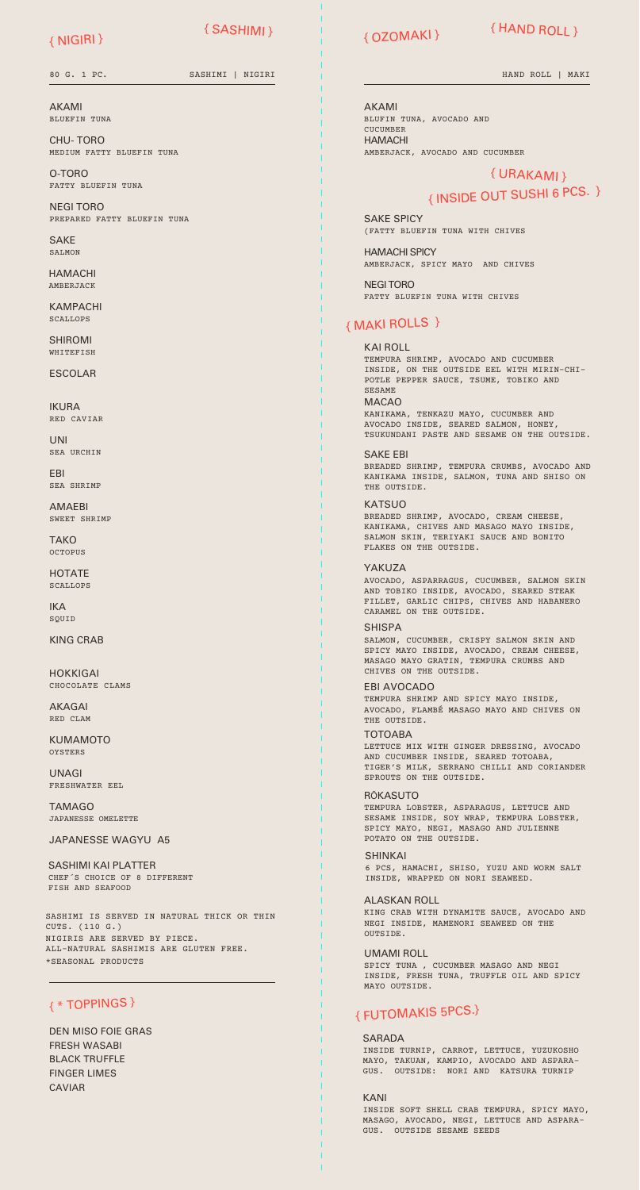## { NIGIRI } { SASHIMI }

80 G. 1 PC. SASHIMI | NIGIRI

AKAMI
BLUEFIN TUNA

CHU- TORO
MEDIUM FATTY BLUEFIN TUNA

O-TORO
FATTY BLUEFIN TUNA

NEGI TORO
PREPARED FATTY BLUEFIN TUNA

SAKE
SALMON

HAMACHI
AMBERJACK

KAMPACHI
SCALLOPS

SHIROMI
WHITEFISH

ESCOLAR

IKURA
RED CAVIAR

UNI
SEA URCHIN

EBI
SEA SHRIMP

AMAEBI
SWEET SHRIMP

TAKO
OCTOPUS

HOTATE
SCALLOPS

IKA
SQUID

KING CRAB

HOKKIGAI
CHOCOLATE CLAMS

AKAGAI
RED CLAM

KUMAMOTO
OYSTERS

UNAGI
FRESHWATER EEL

TAMAGO
JAPANESSE OMELETTE

JAPANESSE WAGYU A5

SASHIMI KAI PLATTER
CHEF´S CHOICE OF 8 DIFFERENT FISH AND SEAFOOD

SASHIMI IS SERVED IN NATURAL THICK OR THIN CUTS. (110 G.)
NIGIRIS ARE SERVED BY PIECE.
ALL-NATURAL SASHIMIS ARE GLUTEN FREE.
*SEASONAL PRODUCTS

## { * TOPPINGS }

DEN MISO FOIE GRAS
FRESH WASABI
BLACK TRUFFLE
FINGER LIMES
CAVIAR

## { OZOMAKI } { HAND ROLL }

HAND ROLL | MAKI

AKAMI
BLUFIN TUNA, AVOCADO AND CUCUMBER

HAMACHI
AMBERJACK, AVOCADO AND CUCUMBER

## { URAKAMI } { INSIDE OUT SUSHI 6 PCS. }

SAKE SPICY
(FATTY BLUEFIN TUNA WITH CHIVES

HAMACHI SPICY
AMBERJACK, SPICY MAYO AND CHIVES

NEGI TORO
FATTY BLUEFIN TUNA WITH CHIVES

## { MAKI ROLLS }

KAI ROLL
TEMPURA SHRIMP, AVOCADO AND CUCUMBER INSIDE, ON THE OUTSIDE EEL WITH MIRIN-CHIPOTLE PEPPER SAUCE, TSUME, TOBIKO AND SESAME

MACAO
KANIKAMA, TENKAZU MAYO, CUCUMBER AND AVOCADO INSIDE, SEARED SALMON, HONEY, TSUKUNDANI PASTE AND SESAME ON THE OUTSIDE.

SAKE EBI
BREADED SHRIMP, TEMPURA CRUMBS, AVOCADO AND KANIKAMA INSIDE, SALMON, TUNA AND SHISO ON THE OUTSIDE.

KATSUO
BREADED SHRIMP, AVOCADO, CREAM CHEESE, KANIKAMA, CHIVES AND MASAGO MAYO INSIDE, SALMON SKIN, TERIYAKI SAUCE AND BONITO FLAKES ON THE OUTSIDE.

YAKUZA
AVOCADO, ASPARRAGUS, CUCUMBER, SALMON SKIN AND TOBIKO INSIDE, AVOCADO, SEARED STEAK FILLET, GARLIC CHIPS, CHIVES AND HABANERO CARAMEL ON THE OUTSIDE.

SHISPA
SALMON, CUCUMBER, CRISPY SALMON SKIN AND SPICY MAYO INSIDE, AVOCADO, CREAM CHEESE, MASAGO MAYO GRATIN, TEMPURA CRUMBS AND CHIVES ON THE OUTSIDE.

EBI AVOCADO
TEMPURA SHRIMP AND SPICY MAYO INSIDE, AVOCADO, FLAMBÉ MASAGO MAYO AND CHIVES ON THE OUTSIDE.

TOTOABA
LETTUCE MIX WITH GINGER DRESSING, AVOCADO AND CUCUMBER INSIDE, SEARED TOTOABA, TIGER'S MILK, SERRANO CHILLI AND CORIANDER SPROUTS ON THE OUTSIDE.

RŌKASUTO
TEMPURA LOBSTER, ASPARAGUS, LETTUCE AND SESAME INSIDE, SOY WRAP, TEMPURA LOBSTER, SPICY MAYO, NEGI, MASAGO AND JULIENNE POTATO ON THE OUTSIDE.

SHINKAI
6 PCS, HAMACHI, SHISO, YUZU AND WORM SALT INSIDE, WRAPPED ON NORI SEAWEED.

ALASKAN ROLL
KING CRAB WITH DYNAMITE SAUCE, AVOCADO AND NEGI INSIDE, MAMENORI SEAWEED ON THE OUTSIDE.

UMAMI ROLL
SPICY TUNA , CUCUMBER MASAGO AND NEGI INSIDE, FRESH TUNA, TRUFFLE OIL AND SPICY MAYO OUTSIDE.

## { FUTOMAKIS 5PCS.}

SARADA
INSIDE TURNIP, CARROT, LETTUCE, YUZUKOSHO MAYO, TAKUAN, KAMPIO, AVOCADO AND ASPARAGUS. OUTSIDE: NORI AND KATSURA TURNIP

KANI
INSIDE SOFT SHELL CRAB TEMPURA, SPICY MAYO, MASAGO, AVOCADO, NEGI, LETTUCE AND ASPARAGUS. OUTSIDE SESAME SEEDS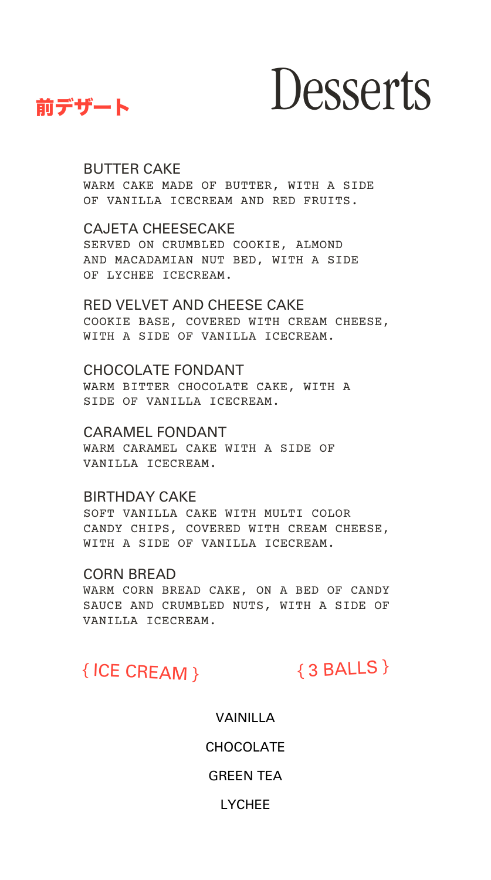前デザート

# Desserts

### BUTTER CAKE

WARM CAKE MADE OF BUTTER, WITH A SIDE OF VANILLA ICECREAM AND RED FRUITS.

### CAJETA CHEESECAKE

SERVED ON CRUMBLED COOKIE, ALMOND AND MACADAMIAN NUT BED, WITH A SIDE OF LYCHEE ICECREAM.

### RED VELVET AND CHEESE CAKE

COOKIE BASE, COVERED WITH CREAM CHEESE, WITH A SIDE OF VANILLA ICECREAM.

### CHOCOLATE FONDANT

WARM BITTER CHOCOLATE CAKE, WITH A SIDE OF VANILLA ICECREAM.

### CARAMEL FONDANT

WARM CARAMEL CAKE WITH A SIDE OF VANILLA ICECREAM.

### BIRTHDAY CAKE

SOFT VANILLA CAKE WITH MULTI COLOR CANDY CHIPS, COVERED WITH CREAM CHEESE, WITH A SIDE OF VANILLA ICECREAM.

### CORN BREAD

WARM CORN BREAD CAKE, ON A BED OF CANDY SAUCE AND CRUMBLED NUTS, WITH A SIDE OF VANILLA ICECREAM.

## { ICE CREAM } { 3 BALLS }

VAINILLA

CHOCOLATE

GREEN TEA

LYCHEE